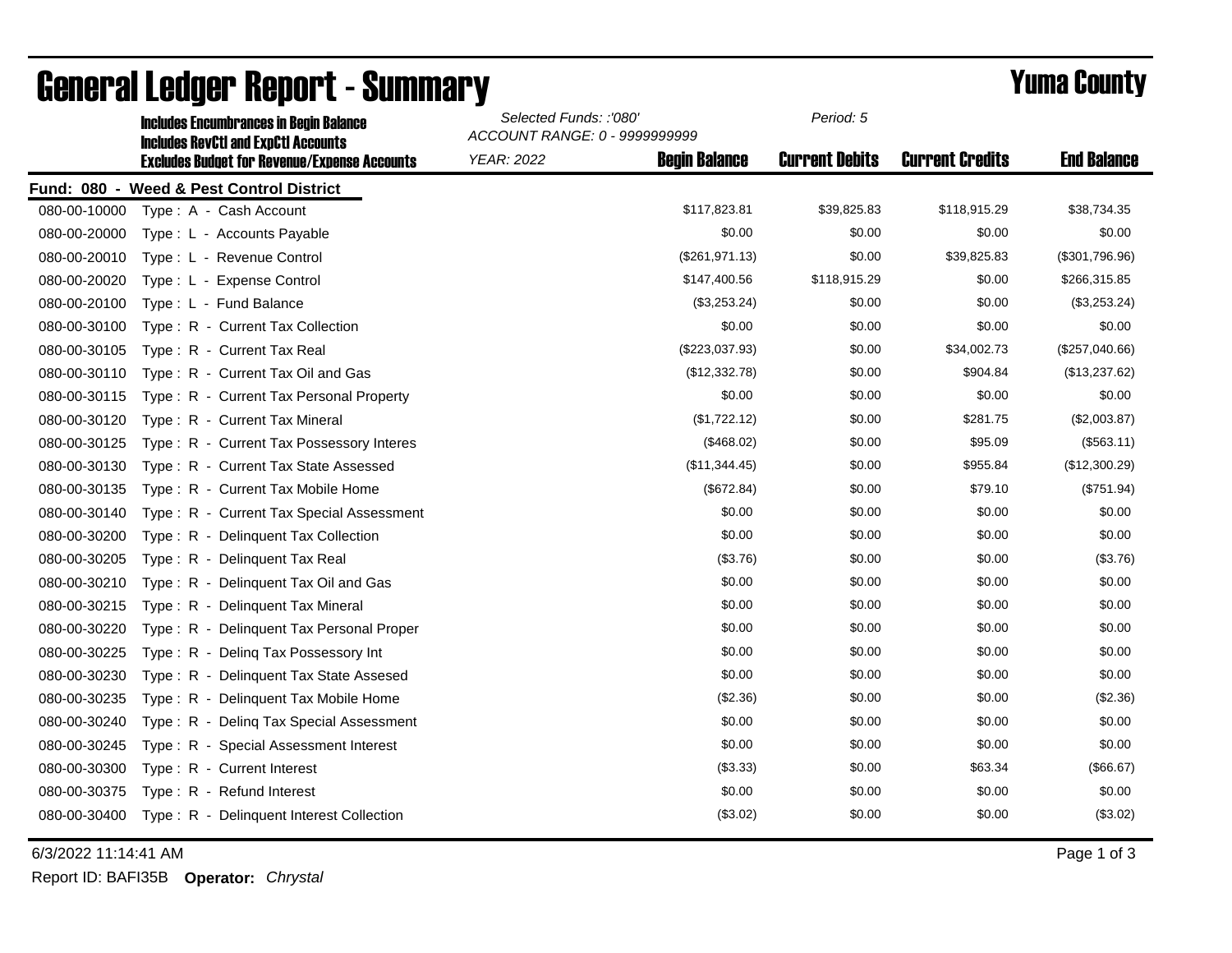# General Ledger Report - Summary

## Yuma County

**Includes Encumbrances in Begin Balance**
**Includes RevCtl and ExpCtl Accounts**
**Excludes Budget for Revenue/Expense Accounts**

*Selected Funds: :'080'*
*ACCOUNT RANGE: 0 - 9999999999*
*YEAR: 2022*
*Period: 5*

**Fund: 080 - Weed & Pest Control District**

| Account | Description | Begin Balance | Current Debits | Current Credits | End Balance |
|---|---|---|---|---|---|
| 080-00-10000 | Type : A - Cash Account | $117,823.81 | $39,825.83 | $118,915.29 | $38,734.35 |
| 080-00-20000 | Type : L - Accounts Payable | $0.00 | $0.00 | $0.00 | $0.00 |
| 080-00-20010 | Type : L - Revenue Control | ($261,971.13) | $0.00 | $39,825.83 | ($301,796.96) |
| 080-00-20020 | Type : L - Expense Control | $147,400.56 | $118,915.29 | $0.00 | $266,315.85 |
| 080-00-20100 | Type : L - Fund Balance | ($3,253.24) | $0.00 | $0.00 | ($3,253.24) |
| 080-00-30100 | Type : R - Current Tax Collection | $0.00 | $0.00 | $0.00 | $0.00 |
| 080-00-30105 | Type : R - Current Tax Real | ($223,037.93) | $0.00 | $34,002.73 | ($257,040.66) |
| 080-00-30110 | Type : R - Current Tax Oil and Gas | ($12,332.78) | $0.00 | $904.84 | ($13,237.62) |
| 080-00-30115 | Type : R - Current Tax Personal Property | $0.00 | $0.00 | $0.00 | $0.00 |
| 080-00-30120 | Type : R - Current Tax Mineral | ($1,722.12) | $0.00 | $281.75 | ($2,003.87) |
| 080-00-30125 | Type : R - Current Tax Possessory Interes | ($468.02) | $0.00 | $95.09 | ($563.11) |
| 080-00-30130 | Type : R - Current Tax State Assessed | ($11,344.45) | $0.00 | $955.84 | ($12,300.29) |
| 080-00-30135 | Type : R - Current Tax Mobile Home | ($672.84) | $0.00 | $79.10 | ($751.94) |
| 080-00-30140 | Type : R - Current Tax Special Assessment | $0.00 | $0.00 | $0.00 | $0.00 |
| 080-00-30200 | Type : R - Delinquent Tax Collection | $0.00 | $0.00 | $0.00 | $0.00 |
| 080-00-30205 | Type : R - Delinquent Tax Real | ($3.76) | $0.00 | $0.00 | ($3.76) |
| 080-00-30210 | Type : R - Delinquent Tax Oil and Gas | $0.00 | $0.00 | $0.00 | $0.00 |
| 080-00-30215 | Type : R - Delinquent Tax Mineral | $0.00 | $0.00 | $0.00 | $0.00 |
| 080-00-30220 | Type : R - Delinquent Tax Personal Proper | $0.00 | $0.00 | $0.00 | $0.00 |
| 080-00-30225 | Type : R - Delinq Tax Possessory Int | $0.00 | $0.00 | $0.00 | $0.00 |
| 080-00-30230 | Type : R - Delinquent Tax State Assesed | $0.00 | $0.00 | $0.00 | $0.00 |
| 080-00-30235 | Type : R - Delinquent Tax Mobile Home | ($2.36) | $0.00 | $0.00 | ($2.36) |
| 080-00-30240 | Type : R - Delinq Tax Special Assessment | $0.00 | $0.00 | $0.00 | $0.00 |
| 080-00-30245 | Type : R - Special Assessment Interest | $0.00 | $0.00 | $0.00 | $0.00 |
| 080-00-30300 | Type : R - Current Interest | ($3.33) | $0.00 | $63.34 | ($66.67) |
| 080-00-30375 | Type : R - Refund Interest | $0.00 | $0.00 | $0.00 | $0.00 |
| 080-00-30400 | Type : R - Delinquent Interest Collection | ($3.02) | $0.00 | $0.00 | ($3.02) |

6/3/2022 11:14:41 AM

Report ID: BAFI35B **Operator:** *Chrystal*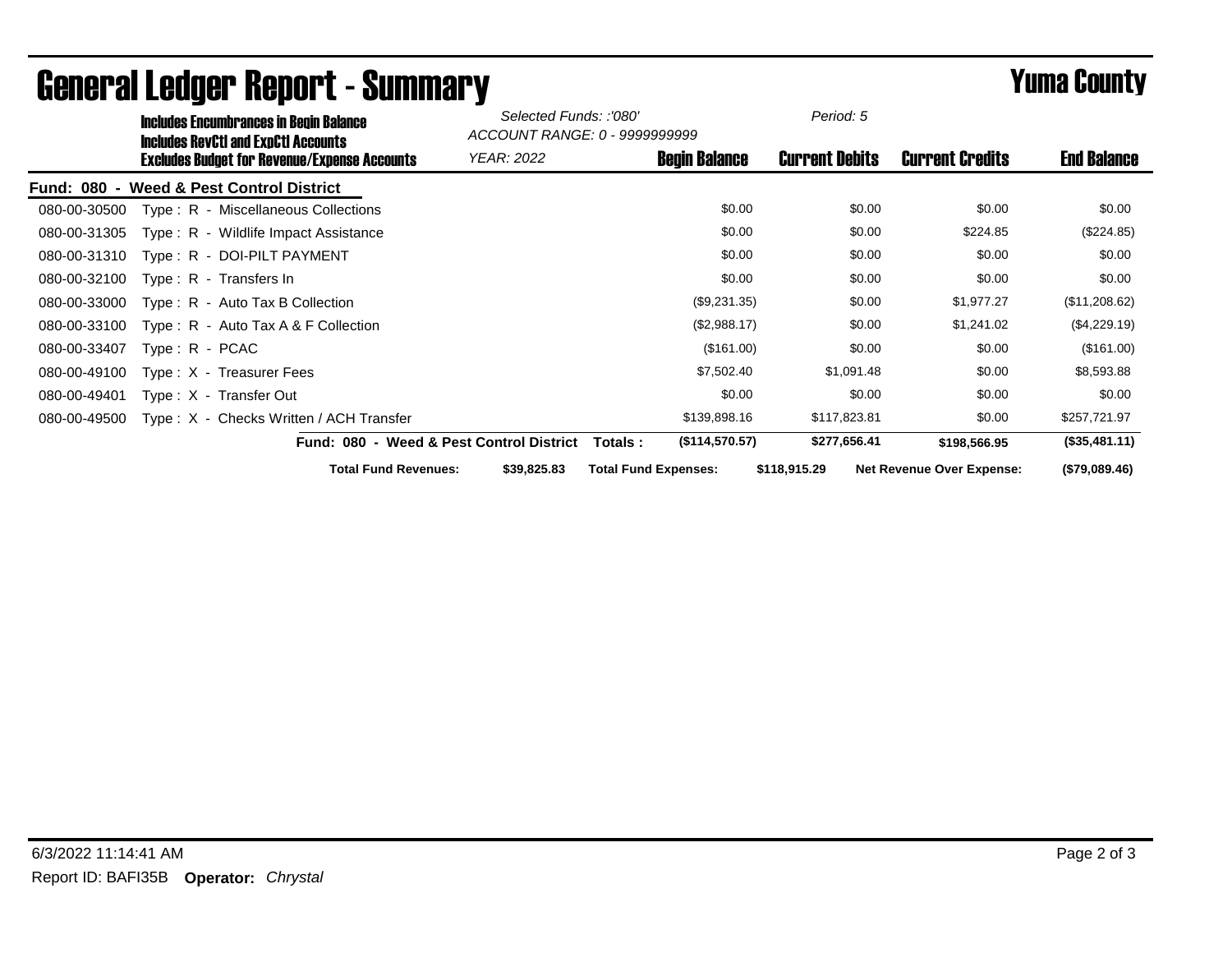# General Ledger Report - Summary

## Yuma County

**Includes Encumbrances in Begin Balance**
**Includes RevCtl and ExpCtl Accounts**
**Excludes Budget for Revenue/Expense Accounts**

*Selected Funds: :'080'*
*ACCOUNT RANGE: 0 - 9999999999*
*YEAR: 2022*
*Period: 5*

| | | Begin Balance | Current Debits | Current Credits | End Balance |
|---|---|---|---|---|---|
| **Fund: 080 - Weed & Pest Control District** | | | | | |
| 080-00-30500 | Type : R - Miscellaneous Collections | $0.00 | $0.00 | $0.00 | $0.00 |
| 080-00-31305 | Type : R - Wildlife Impact Assistance | $0.00 | $0.00 | $224.85 | ($224.85) |
| 080-00-31310 | Type : R - DOI-PILT PAYMENT | $0.00 | $0.00 | $0.00 | $0.00 |
| 080-00-32100 | Type : R - Transfers In | $0.00 | $0.00 | $0.00 | $0.00 |
| 080-00-33000 | Type : R - Auto Tax B Collection | ($9,231.35) | $0.00 | $1,977.27 | ($11,208.62) |
| 080-00-33100 | Type : R - Auto Tax A & F Collection | ($2,988.17) | $0.00 | $1,241.02 | ($4,229.19) |
| 080-00-33407 | Type : R - PCAC | ($161.00) | $0.00 | $0.00 | ($161.00) |
| 080-00-49100 | Type : X - Treasurer Fees | $7,502.40 | $1,091.48 | $0.00 | $8,593.88 |
| 080-00-49401 | Type : X - Transfer Out | $0.00 | $0.00 | $0.00 | $0.00 |
| 080-00-49500 | Type : X - Checks Written / ACH Transfer | $139,898.16 | $117,823.81 | $0.00 | $257,721.97 |
| | **Fund: 080 - Weed & Pest Control District Totals :** | **($114,570.57)** | **$277,656.41** | **$198,566.95** | **($35,481.11)** |

**Total Fund Revenues:** $39,825.83 **Total Fund Expenses:** $118,915.29 **Net Revenue Over Expense:** ($79,089.46)

6/3/2022 11:14:41 AM

Report ID: BAFI35B **Operator:** *Chrystal*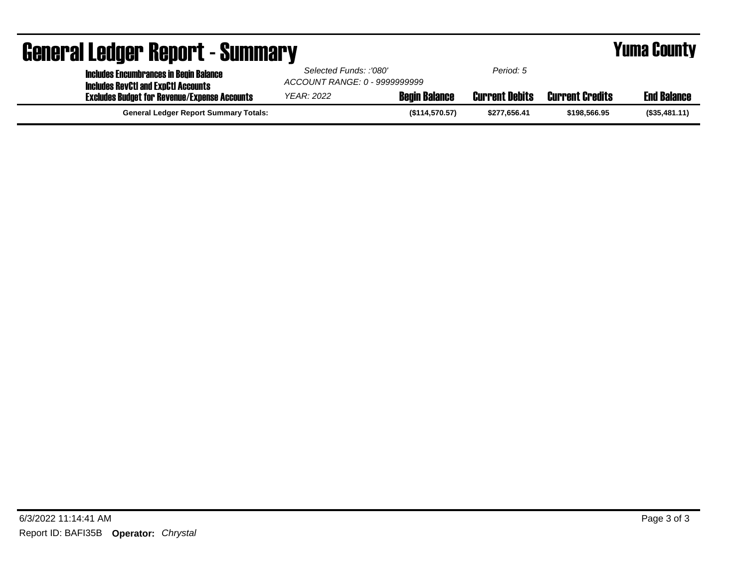# General Ledger Report - Summary

## Yuma County

**Includes Encumbrances in Begin Balance**
**Includes RevCtl and ExpCtl Accounts**
**Excludes Budget for Revenue/Expense Accounts**

*Selected Funds: :'080'*
*ACCOUNT RANGE: 0 - 9999999999*
*YEAR: 2022*

*Period: 5*

| | Begin Balance | Current Debits | Current Credits | End Balance |
|---|---|---|---|---|
| **General Ledger Report Summary Totals:** | **($114,570.57)** | **$277,656.41** | **$198,566.95** | **($35,481.11)** |

6/3/2022 11:14:41 AM

Report ID: BAFI35B **Operator:** *Chrystal*